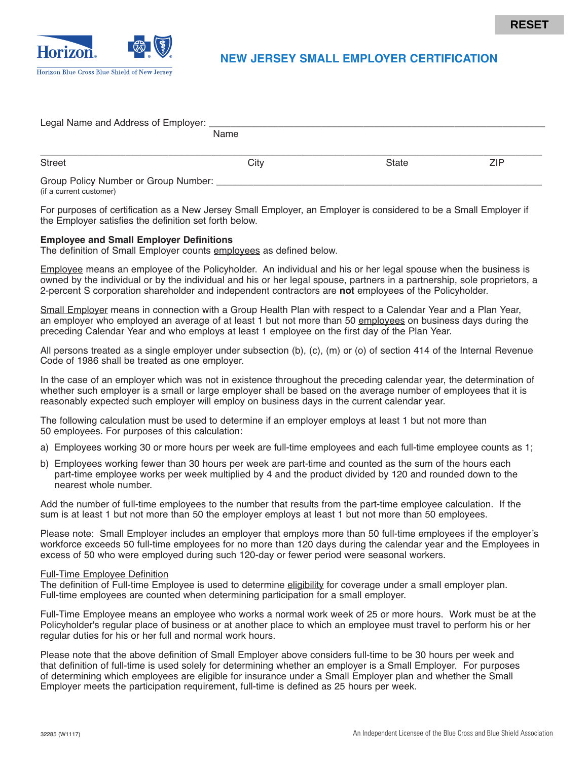RESET

# NEW JERSEY SMALL EMPLOYER CERTIFICATION

Legal Name and Address of Employer: ________________________________________
Name

________________________________________
Street City State ZIP

Group Policy Number or Group Number: ________________________________________
(if a current customer)

For purposes of certification as a New Jersey Small Employer, an Employer is considered to be a Small Employer if the Employer satisfies the definition set forth below.

**Employee and Small Employer Definitions**
The definition of Small Employer counts employees as defined below.

Employee means an employee of the Policyholder. An individual and his or her legal spouse when the business is owned by the individual or by the individual and his or her legal spouse, partners in a partnership, sole proprietors, a 2-percent S corporation shareholder and independent contractors are **not** employees of the Policyholder.

Small Employer means in connection with a Group Health Plan with respect to a Calendar Year and a Plan Year, an employer who employed an average of at least 1 but not more than 50 employees on business days during the preceding Calendar Year and who employs at least 1 employee on the first day of the Plan Year.

All persons treated as a single employer under subsection (b), (c), (m) or (o) of section 414 of the Internal Revenue Code of 1986 shall be treated as one employer.

In the case of an employer which was not in existence throughout the preceding calendar year, the determination of whether such employer is a small or large employer shall be based on the average number of employees that it is reasonably expected such employer will employ on business days in the current calendar year.

The following calculation must be used to determine if an employer employs at least 1 but not more than 50 employees. For purposes of this calculation:

a) Employees working 30 or more hours per week are full-time employees and each full-time employee counts as 1;

b) Employees working fewer than 30 hours per week are part-time and counted as the sum of the hours each part-time employee works per week multiplied by 4 and the product divided by 120 and rounded down to the nearest whole number.

Add the number of full-time employees to the number that results from the part-time employee calculation. If the sum is at least 1 but not more than 50 the employer employs at least 1 but not more than 50 employees.

Please note: Small Employer includes an employer that employs more than 50 full-time employees if the employer's workforce exceeds 50 full-time employees for no more than 120 days during the calendar year and the Employees in excess of 50 who were employed during such 120-day or fewer period were seasonal workers.

Full-Time Employee Definition
The definition of Full-time Employee is used to determine eligibility for coverage under a small employer plan. Full-time employees are counted when determining participation for a small employer.

Full-Time Employee means an employee who works a normal work week of 25 or more hours. Work must be at the Policyholder's regular place of business or at another place to which an employee must travel to perform his or her regular duties for his or her full and normal work hours.

Please note that the above definition of Small Employer above considers full-time to be 30 hours per week and that definition of full-time is used solely for determining whether an employer is a Small Employer. For purposes of determining which employees are eligible for insurance under a Small Employer plan and whether the Small Employer meets the participation requirement, full-time is defined as 25 hours per week.

32285 (W1117)

An Independent Licensee of the Blue Cross and Blue Shield Association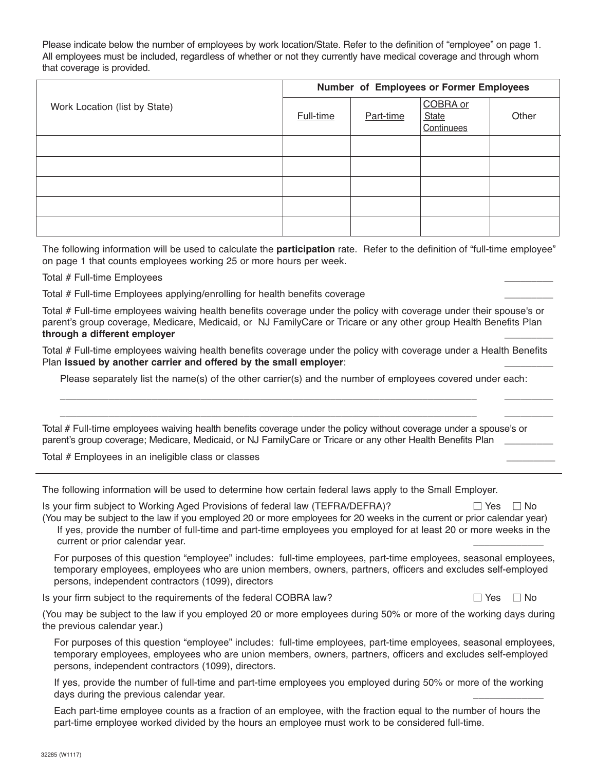Please indicate below the number of employees by work location/State. Refer to the definition of "employee" on page 1. All employees must be included, regardless of whether or not they currently have medical coverage and through whom that coverage is provided.

| Work Location (list by State) | Number of Employees or Former Employees | | | |
|---|---|---|---|---|
| | Full-time | Part-time | COBRA or State Continuees | Other |
| | | | | |
| | | | | |
| | | | | |
| | | | | |
| | | | | |

The following information will be used to calculate the **participation** rate. Refer to the definition of "full-time employee" on page 1 that counts employees working 25 or more hours per week.

Total # Full-time Employees _________

Total # Full-time Employees applying/enrolling for health benefits coverage _________

Total # Full-time employees waiving health benefits coverage under the policy with coverage under their spouse's or parent's group coverage, Medicare, Medicaid, or NJ FamilyCare or Tricare or any other group Health Benefits Plan **through a different employer** _________

Total # Full-time employees waiving health benefits coverage under the policy with coverage under a Health Benefits Plan **issued by another carrier and offered by the small employer**: _________

Please separately list the name(s) of the other carrier(s) and the number of employees covered under each:

_______________________________________________________________________________ _________

_______________________________________________________________________________ _________

Total # Full-time employees waiving health benefits coverage under the policy without coverage under a spouse's or parent's group coverage; Medicare, Medicaid, or NJ FamilyCare or Tricare or any other Health Benefits Plan _________

Total # Employees in an ineligible class or classes _________

---

The following information will be used to determine how certain federal laws apply to the Small Employer.

Is your firm subject to Working Aged Provisions of federal law (TEFRA/DEFRA)? ☐ Yes ☐ No

(You may be subject to the law if you employed 20 or more employees for 20 weeks in the current or prior calendar year)

If yes, provide the number of full-time and part-time employees you employed for at least 20 or more weeks in the current or prior calendar year. _____________

For purposes of this question "employee" includes: full-time employees, part-time employees, seasonal employees, temporary employees, employees who are union members, owners, partners, officers and excludes self-employed persons, independent contractors (1099), directors

Is your firm subject to the requirements of the federal COBRA law? ☐ Yes ☐ No

(You may be subject to the law if you employed 20 or more employees during 50% or more of the working days during the previous calendar year.)

For purposes of this question "employee" includes: full-time employees, part-time employees, seasonal employees, temporary employees, employees who are union members, owners, partners, officers and excludes self-employed persons, independent contractors (1099), directors.

If yes, provide the number of full-time and part-time employees you employed during 50% or more of the working days during the previous calendar year. _____________

Each part-time employee counts as a fraction of an employee, with the fraction equal to the number of hours the part-time employee worked divided by the hours an employee must work to be considered full-time.

32285 (W1117)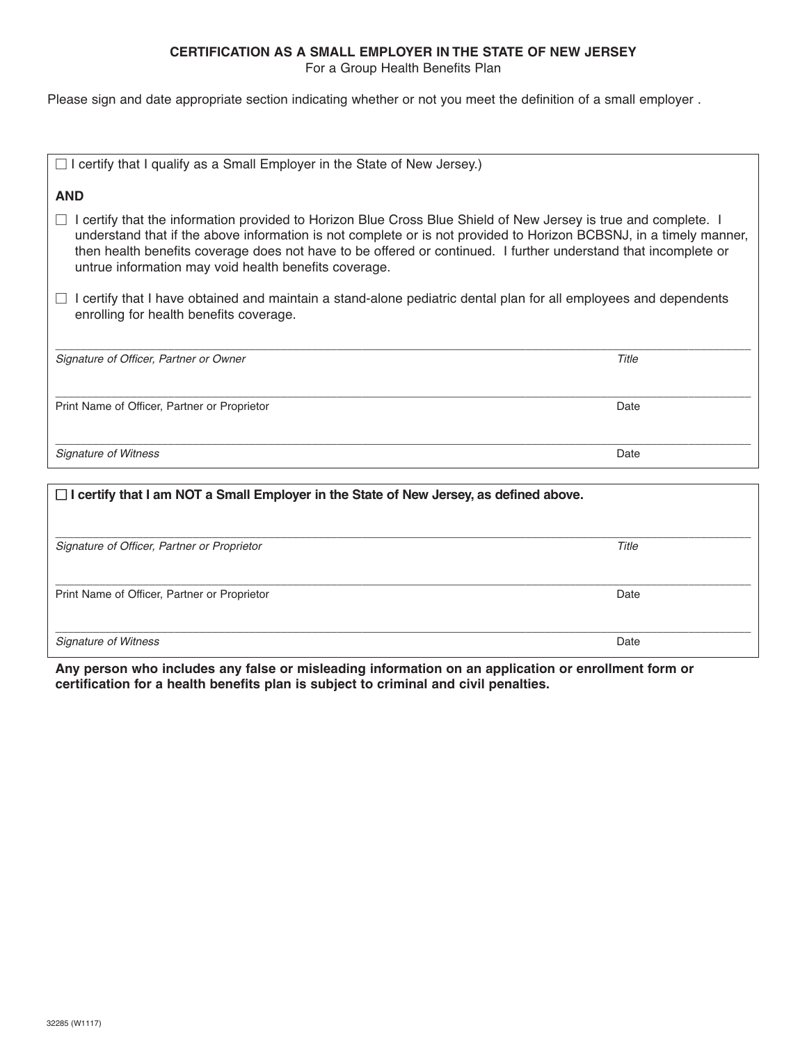**CERTIFICATION AS A SMALL EMPLOYER IN THE STATE OF NEW JERSEY**

For a Group Health Benefits Plan

Please sign and date appropriate section indicating whether or not you meet the definition of a small employer .

☐ I certify that I qualify as a Small Employer in the State of New Jersey.)

**AND**

☐ I certify that the information provided to Horizon Blue Cross Blue Shield of New Jersey is true and complete. I understand that if the above information is not complete or is not provided to Horizon BCBSNJ, in a timely manner, then health benefits coverage does not have to be offered or continued. I further understand that incomplete or untrue information may void health benefits coverage.

☐ I certify that I have obtained and maintain a stand-alone pediatric dental plan for all employees and dependents enrolling for health benefits coverage.

_______________________________________________
*Signature of Officer, Partner or Owner* *Title*

_______________________________________________
Print Name of Officer, Partner or Proprietor Date

_______________________________________________
*Signature of Witness* Date

☐ **I certify that I am NOT a Small Employer in the State of New Jersey, as defined above.**

_______________________________________________
*Signature of Officer, Partner or Proprietor* *Title*

_______________________________________________
Print Name of Officer, Partner or Proprietor Date

_______________________________________________
*Signature of Witness* Date

**Any person who includes any false or misleading information on an application or enrollment form or certification for a health benefits plan is subject to criminal and civil penalties.**

32285 (W1117)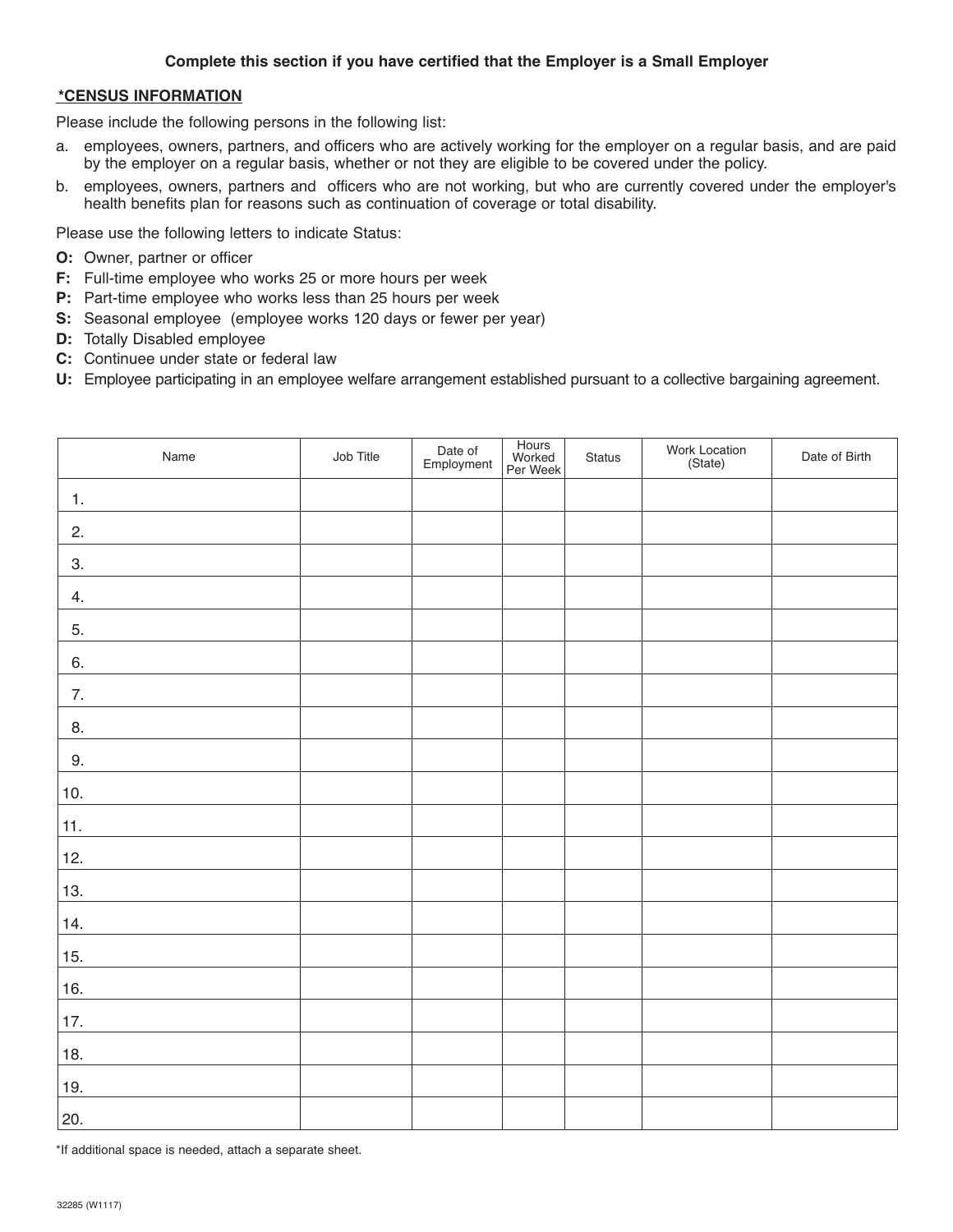**Complete this section if you have certified that the Employer is a Small Employer**

**\*CENSUS INFORMATION**

Please include the following persons in the following list:

a. employees, owners, partners, and officers who are actively working for the employer on a regular basis, and are paid by the employer on a regular basis, whether or not they are eligible to be covered under the policy.

b. employees, owners, partners and officers who are not working, but who are currently covered under the employer's health benefits plan for reasons such as continuation of coverage or total disability.

Please use the following letters to indicate Status:

**O:** Owner, partner or officer
**F:** Full-time employee who works 25 or more hours per week
**P:** Part-time employee who works less than 25 hours per week
**S:** Seasonal employee (employee works 120 days or fewer per year)
**D:** Totally Disabled employee
**C:** Continuee under state or federal law
**U:** Employee participating in an employee welfare arrangement established pursuant to a collective bargaining agreement.

| Name | Job Title | Date of Employment | Hours Worked Per Week | Status | Work Location (State) | Date of Birth |
|---|---|---|---|---|---|---|
| 1. | | | | | | |
| 2. | | | | | | |
| 3. | | | | | | |
| 4. | | | | | | |
| 5. | | | | | | |
| 6. | | | | | | |
| 7. | | | | | | |
| 8. | | | | | | |
| 9. | | | | | | |
| 10. | | | | | | |
| 11. | | | | | | |
| 12. | | | | | | |
| 13. | | | | | | |
| 14. | | | | | | |
| 15. | | | | | | |
| 16. | | | | | | |
| 17. | | | | | | |
| 18. | | | | | | |
| 19. | | | | | | |
| 20. | | | | | | |

*If additional space is needed, attach a separate sheet.

32285 (W1117)